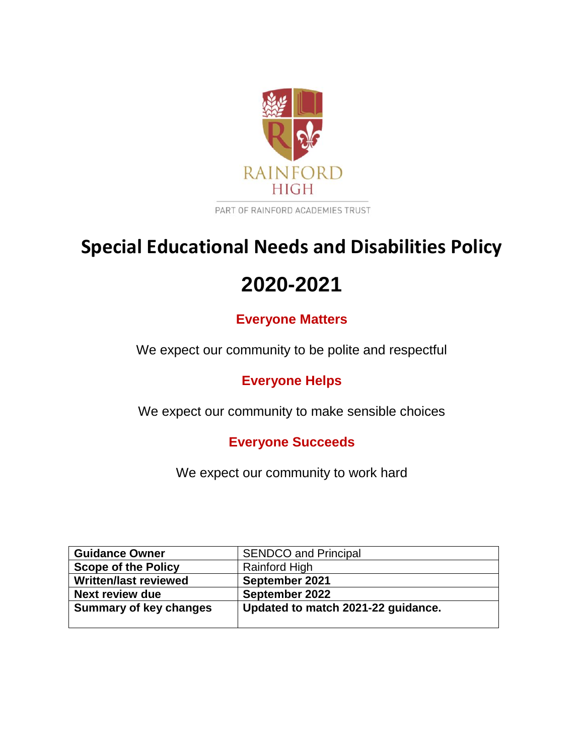RAINFORD HIGH

PART OF RAINFORD ACADEMIES TRUST

# Special Educational Needs and Disabilities Policy

# 2020-2021

**Everyone Matters**

We expect our community to be polite and respectful

**Everyone Helps**

We expect our community to make sensible choices

**Everyone Succeeds**

We expect our community to work hard

| **Guidance Owner** | SENDCO and Principal |
|---|---|
| **Scope of the Policy** | Rainford High |
| **Written/last reviewed** | **September 2021** |
| **Next review due** | **September 2022** |
| **Summary of key changes** | **Updated to match 2021-22 guidance.** |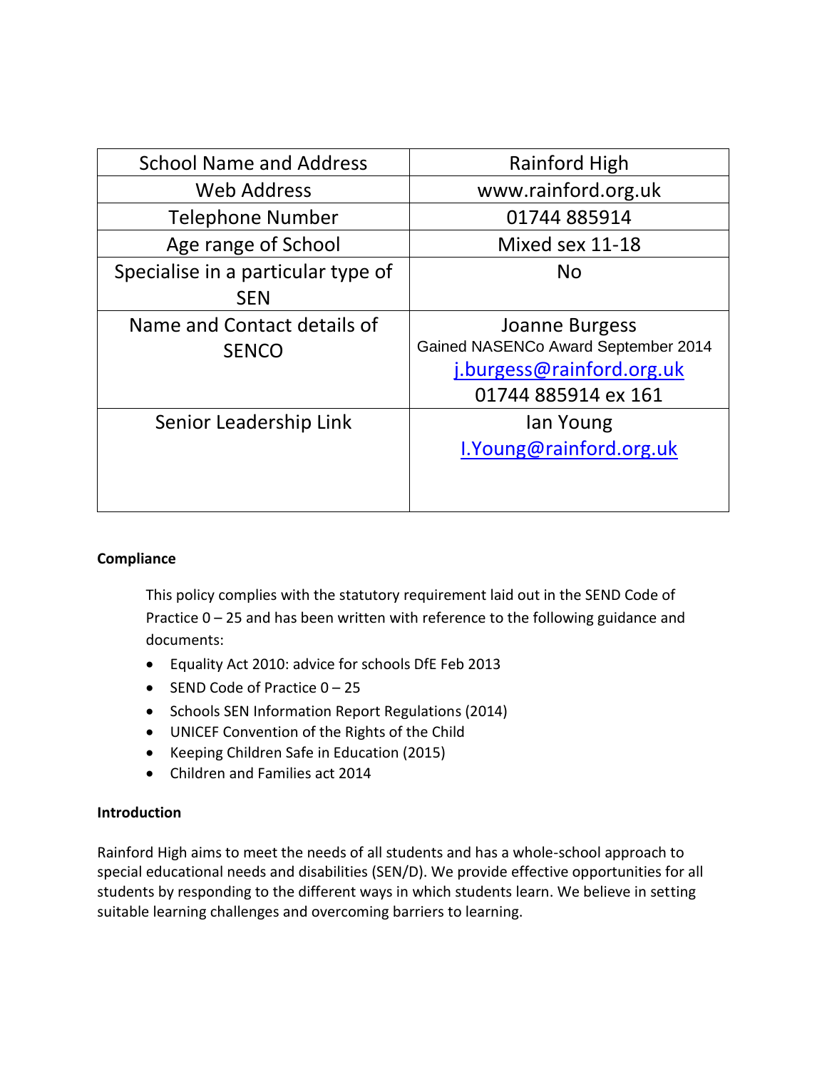| School Name and Address | Rainford High |
|---|---|
| Web Address | www.rainford.org.uk |
| Telephone Number | 01744 885914 |
| Age range of School | Mixed sex 11-18 |
| Specialise in a particular type of SEN | No |
| Name and Contact details of SENCO | Joanne Burgess<br>Gained NASENCo Award September 2014<br>j.burgess@rainford.org.uk<br>01744 885914 ex 161 |
| Senior Leadership Link | Ian Young<br>I.Young@rainford.org.uk |

**Compliance**

This policy complies with the statutory requirement laid out in the SEND Code of Practice 0 – 25 and has been written with reference to the following guidance and documents:

- Equality Act 2010: advice for schools DfE Feb 2013
- SEND Code of Practice 0 – 25
- Schools SEN Information Report Regulations (2014)
- UNICEF Convention of the Rights of the Child
- Keeping Children Safe in Education (2015)
- Children and Families act 2014

**Introduction**

Rainford High aims to meet the needs of all students and has a whole-school approach to special educational needs and disabilities (SEN/D). We provide effective opportunities for all students by responding to the different ways in which students learn. We believe in setting suitable learning challenges and overcoming barriers to learning.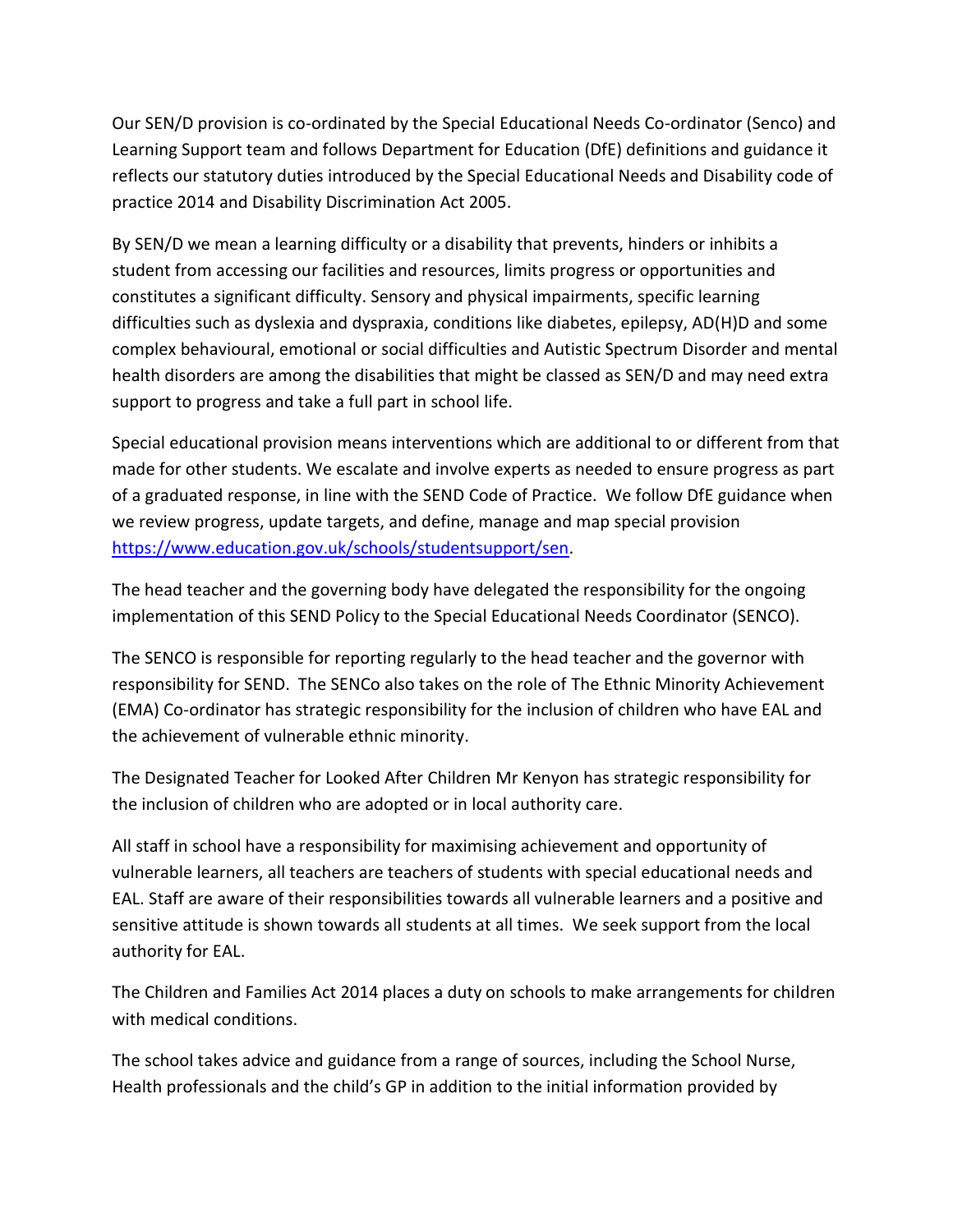Our SEN/D provision is co-ordinated by the Special Educational Needs Co-ordinator (Senco) and Learning Support team and follows Department for Education (DfE) definitions and guidance it reflects our statutory duties introduced by the Special Educational Needs and Disability code of practice 2014 and Disability Discrimination Act 2005.

By SEN/D we mean a learning difficulty or a disability that prevents, hinders or inhibits a student from accessing our facilities and resources, limits progress or opportunities and constitutes a significant difficulty. Sensory and physical impairments, specific learning difficulties such as dyslexia and dyspraxia, conditions like diabetes, epilepsy, AD(H)D and some complex behavioural, emotional or social difficulties and Autistic Spectrum Disorder and mental health disorders are among the disabilities that might be classed as SEN/D and may need extra support to progress and take a full part in school life.

Special educational provision means interventions which are additional to or different from that made for other students. We escalate and involve experts as needed to ensure progress as part of a graduated response, in line with the SEND Code of Practice. We follow DfE guidance when we review progress, update targets, and define, manage and map special provision [https://www.education.gov.uk/schools/studentsupport/sen](https://www.education.gov.uk/schools/studentsupport/sen).

The head teacher and the governing body have delegated the responsibility for the ongoing implementation of this SEND Policy to the Special Educational Needs Coordinator (SENCO).

The SENCO is responsible for reporting regularly to the head teacher and the governor with responsibility for SEND. The SENCo also takes on the role of The Ethnic Minority Achievement (EMA) Co-ordinator has strategic responsibility for the inclusion of children who have EAL and the achievement of vulnerable ethnic minority.

The Designated Teacher for Looked After Children Mr Kenyon has strategic responsibility for the inclusion of children who are adopted or in local authority care.

All staff in school have a responsibility for maximising achievement and opportunity of vulnerable learners, all teachers are teachers of students with special educational needs and EAL. Staff are aware of their responsibilities towards all vulnerable learners and a positive and sensitive attitude is shown towards all students at all times. We seek support from the local authority for EAL.

The Children and Families Act 2014 places a duty on schools to make arrangements for children with medical conditions.

The school takes advice and guidance from a range of sources, including the School Nurse, Health professionals and the child's GP in addition to the initial information provided by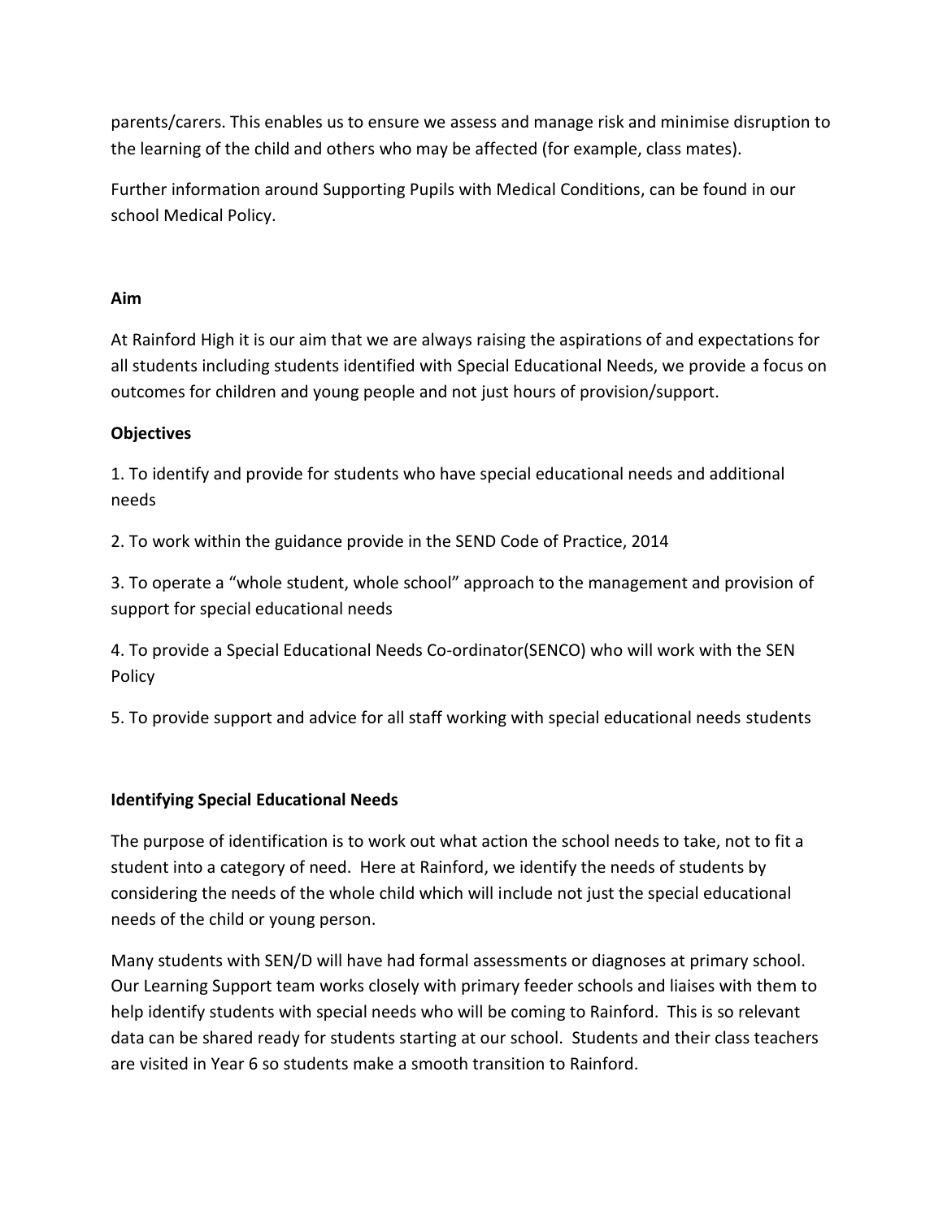parents/carers. This enables us to ensure we assess and manage risk and minimise disruption to the learning of the child and others who may be affected (for example, class mates).

Further information around Supporting Pupils with Medical Conditions, can be found in our school Medical Policy.

**Aim**

At Rainford High it is our aim that we are always raising the aspirations of and expectations for all students including students identified with Special Educational Needs, we provide a focus on outcomes for children and young people and not just hours of provision/support.

**Objectives**

1. To identify and provide for students who have special educational needs and additional needs

2. To work within the guidance provide in the SEND Code of Practice, 2014

3. To operate a "whole student, whole school" approach to the management and provision of support for special educational needs

4. To provide a Special Educational Needs Co-ordinator(SENCO) who will work with the SEN Policy

5. To provide support and advice for all staff working with special educational needs students

**Identifying Special Educational Needs**

The purpose of identification is to work out what action the school needs to take, not to fit a student into a category of need. Here at Rainford, we identify the needs of students by considering the needs of the whole child which will include not just the special educational needs of the child or young person.

Many students with SEN/D will have had formal assessments or diagnoses at primary school. Our Learning Support team works closely with primary feeder schools and liaises with them to help identify students with special needs who will be coming to Rainford. This is so relevant data can be shared ready for students starting at our school. Students and their class teachers are visited in Year 6 so students make a smooth transition to Rainford.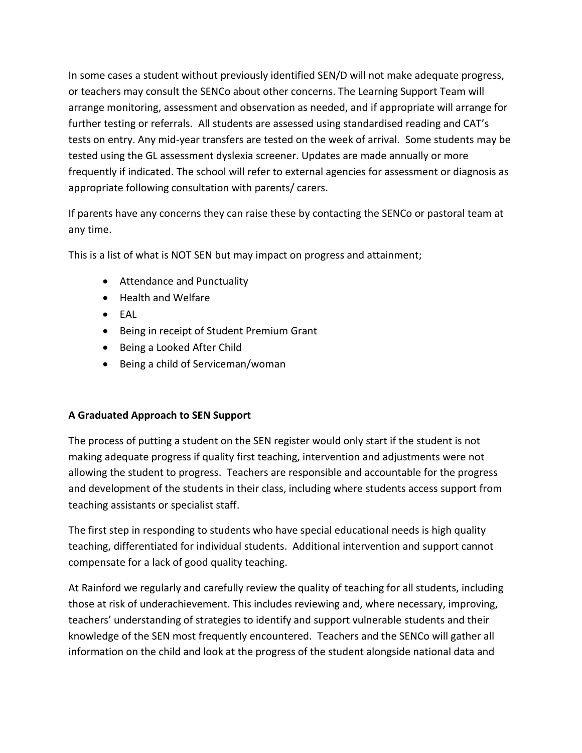In some cases a student without previously identified SEN/D will not make adequate progress, or teachers may consult the SENCo about other concerns. The Learning Support Team will arrange monitoring, assessment and observation as needed, and if appropriate will arrange for further testing or referrals. All students are assessed using standardised reading and CAT's tests on entry. Any mid-year transfers are tested on the week of arrival. Some students may be tested using the GL assessment dyslexia screener. Updates are made annually or more frequently if indicated. The school will refer to external agencies for assessment or diagnosis as appropriate following consultation with parents/ carers.

If parents have any concerns they can raise these by contacting the SENCo or pastoral team at any time.

This is a list of what is NOT SEN but may impact on progress and attainment;

- Attendance and Punctuality
- Health and Welfare
- EAL
- Being in receipt of Student Premium Grant
- Being a Looked After Child
- Being a child of Serviceman/woman

**A Graduated Approach to SEN Support**

The process of putting a student on the SEN register would only start if the student is not making adequate progress if quality first teaching, intervention and adjustments were not allowing the student to progress. Teachers are responsible and accountable for the progress and development of the students in their class, including where students access support from teaching assistants or specialist staff.

The first step in responding to students who have special educational needs is high quality teaching, differentiated for individual students. Additional intervention and support cannot compensate for a lack of good quality teaching.

At Rainford we regularly and carefully review the quality of teaching for all students, including those at risk of underachievement. This includes reviewing and, where necessary, improving, teachers' understanding of strategies to identify and support vulnerable students and their knowledge of the SEN most frequently encountered. Teachers and the SENCo will gather all information on the child and look at the progress of the student alongside national data and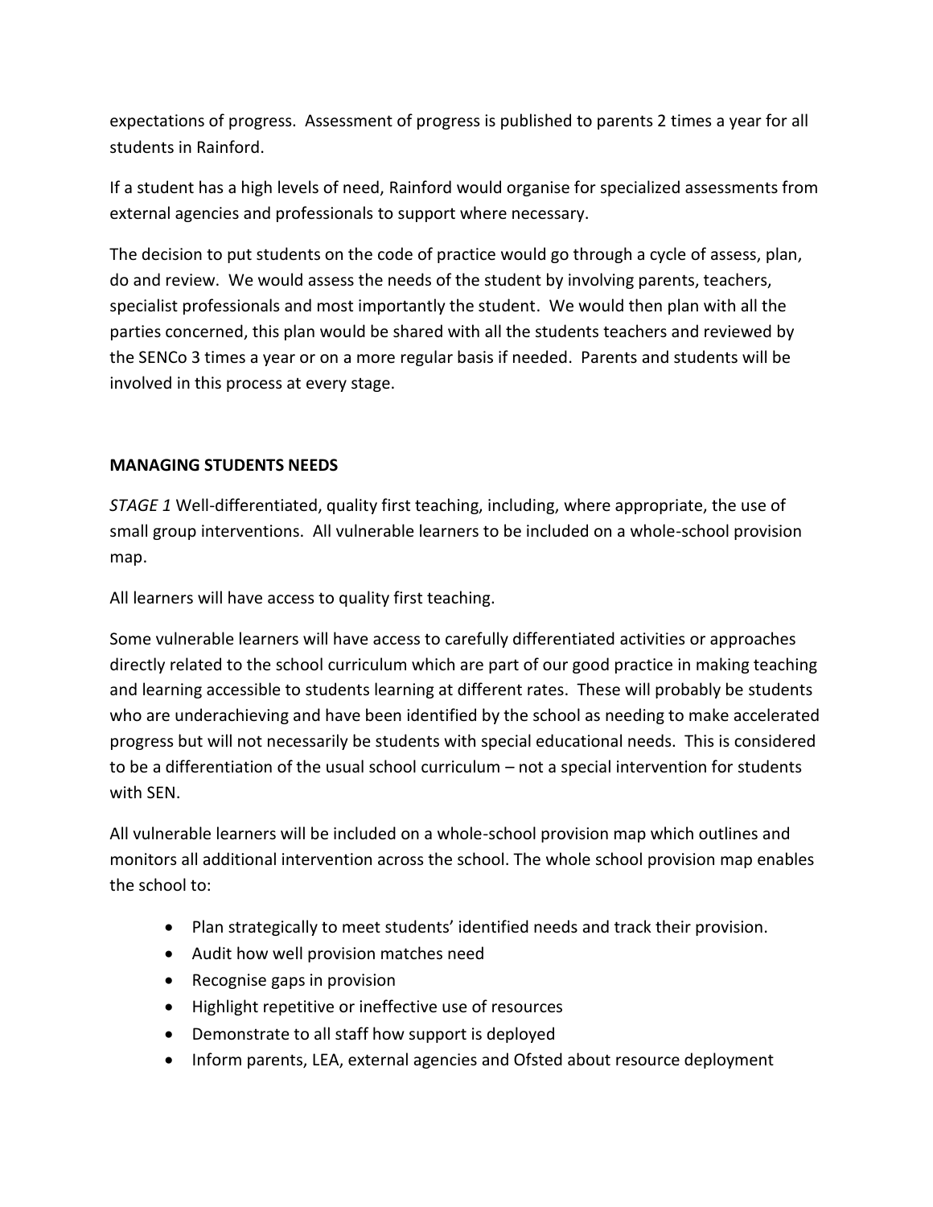expectations of progress. Assessment of progress is published to parents 2 times a year for all students in Rainford.

If a student has a high levels of need, Rainford would organise for specialized assessments from external agencies and professionals to support where necessary.

The decision to put students on the code of practice would go through a cycle of assess, plan, do and review. We would assess the needs of the student by involving parents, teachers, specialist professionals and most importantly the student. We would then plan with all the parties concerned, this plan would be shared with all the students teachers and reviewed by the SENCo 3 times a year or on a more regular basis if needed. Parents and students will be involved in this process at every stage.

**MANAGING STUDENTS NEEDS**

*STAGE 1* Well-differentiated, quality first teaching, including, where appropriate, the use of small group interventions. All vulnerable learners to be included on a whole-school provision map.

All learners will have access to quality first teaching.

Some vulnerable learners will have access to carefully differentiated activities or approaches directly related to the school curriculum which are part of our good practice in making teaching and learning accessible to students learning at different rates. These will probably be students who are underachieving and have been identified by the school as needing to make accelerated progress but will not necessarily be students with special educational needs. This is considered to be a differentiation of the usual school curriculum – not a special intervention for students with SEN.

All vulnerable learners will be included on a whole-school provision map which outlines and monitors all additional intervention across the school. The whole school provision map enables the school to:

- Plan strategically to meet students' identified needs and track their provision.
- Audit how well provision matches need
- Recognise gaps in provision
- Highlight repetitive or ineffective use of resources
- Demonstrate to all staff how support is deployed
- Inform parents, LEA, external agencies and Ofsted about resource deployment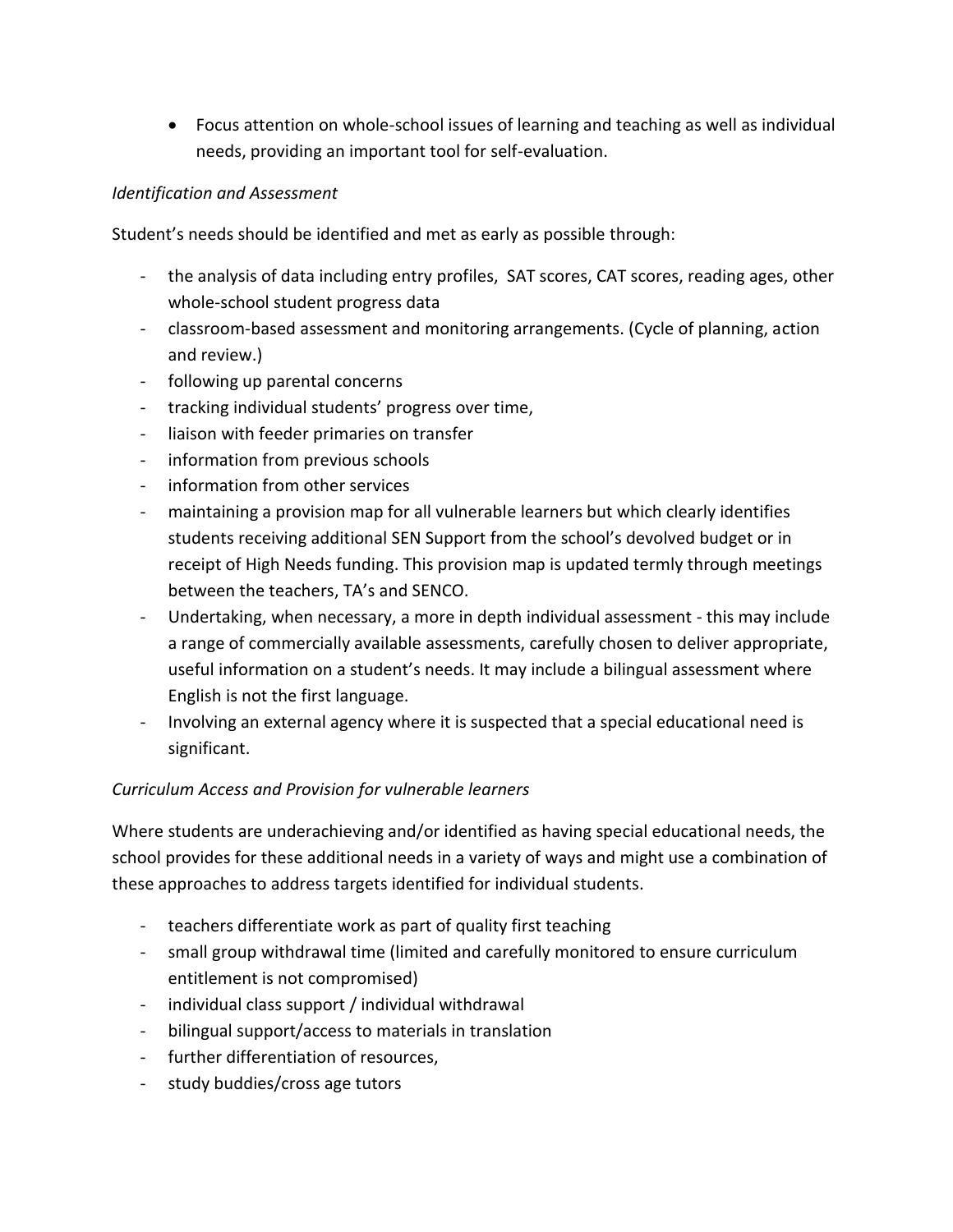- Focus attention on whole-school issues of learning and teaching as well as individual needs, providing an important tool for self-evaluation.

*Identification and Assessment*

Student's needs should be identified and met as early as possible through:

- the analysis of data including entry profiles, SAT scores, CAT scores, reading ages, other whole-school student progress data
- classroom-based assessment and monitoring arrangements. (Cycle of planning, action and review.)
- following up parental concerns
- tracking individual students' progress over time,
- liaison with feeder primaries on transfer
- information from previous schools
- information from other services
- maintaining a provision map for all vulnerable learners but which clearly identifies students receiving additional SEN Support from the school's devolved budget or in receipt of High Needs funding. This provision map is updated termly through meetings between the teachers, TA's and SENCO.
- Undertaking, when necessary, a more in depth individual assessment - this may include a range of commercially available assessments, carefully chosen to deliver appropriate, useful information on a student's needs. It may include a bilingual assessment where English is not the first language.
- Involving an external agency where it is suspected that a special educational need is significant.

*Curriculum Access and Provision for vulnerable learners*

Where students are underachieving and/or identified as having special educational needs, the school provides for these additional needs in a variety of ways and might use a combination of these approaches to address targets identified for individual students.

- teachers differentiate work as part of quality first teaching
- small group withdrawal time (limited and carefully monitored to ensure curriculum entitlement is not compromised)
- individual class support / individual withdrawal
- bilingual support/access to materials in translation
- further differentiation of resources,
- study buddies/cross age tutors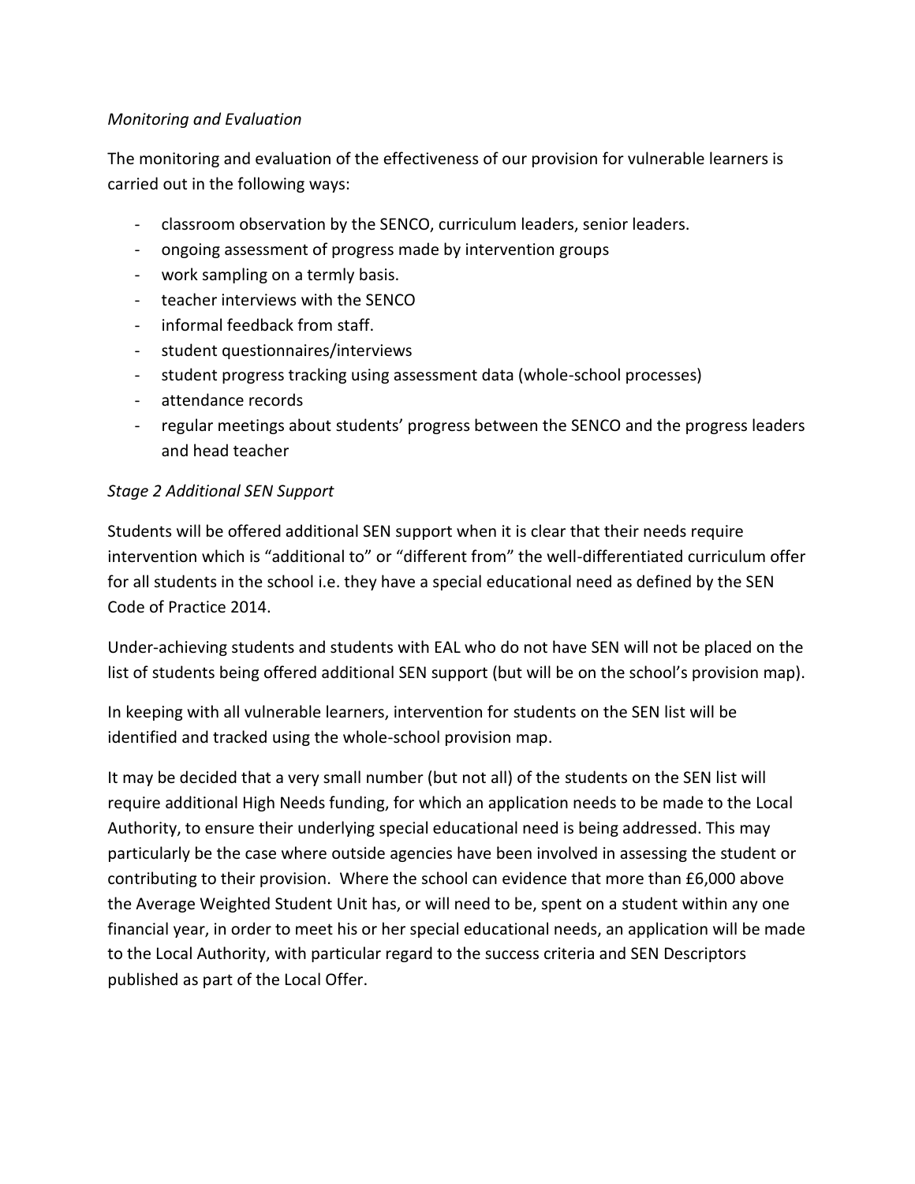*Monitoring and Evaluation*

The monitoring and evaluation of the effectiveness of our provision for vulnerable learners is carried out in the following ways:

- classroom observation by the SENCO, curriculum leaders, senior leaders.
- ongoing assessment of progress made by intervention groups
- work sampling on a termly basis.
- teacher interviews with the SENCO
- informal feedback from staff.
- student questionnaires/interviews
- student progress tracking using assessment data (whole-school processes)
- attendance records
- regular meetings about students' progress between the SENCO and the progress leaders and head teacher

*Stage 2 Additional SEN Support*

Students will be offered additional SEN support when it is clear that their needs require intervention which is "additional to" or "different from" the well-differentiated curriculum offer for all students in the school i.e. they have a special educational need as defined by the SEN Code of Practice 2014.

Under-achieving students and students with EAL who do not have SEN will not be placed on the list of students being offered additional SEN support (but will be on the school's provision map).

In keeping with all vulnerable learners, intervention for students on the SEN list will be identified and tracked using the whole-school provision map.

It may be decided that a very small number (but not all) of the students on the SEN list will require additional High Needs funding, for which an application needs to be made to the Local Authority, to ensure their underlying special educational need is being addressed. This may particularly be the case where outside agencies have been involved in assessing the student or contributing to their provision. Where the school can evidence that more than £6,000 above the Average Weighted Student Unit has, or will need to be, spent on a student within any one financial year, in order to meet his or her special educational needs, an application will be made to the Local Authority, with particular regard to the success criteria and SEN Descriptors published as part of the Local Offer.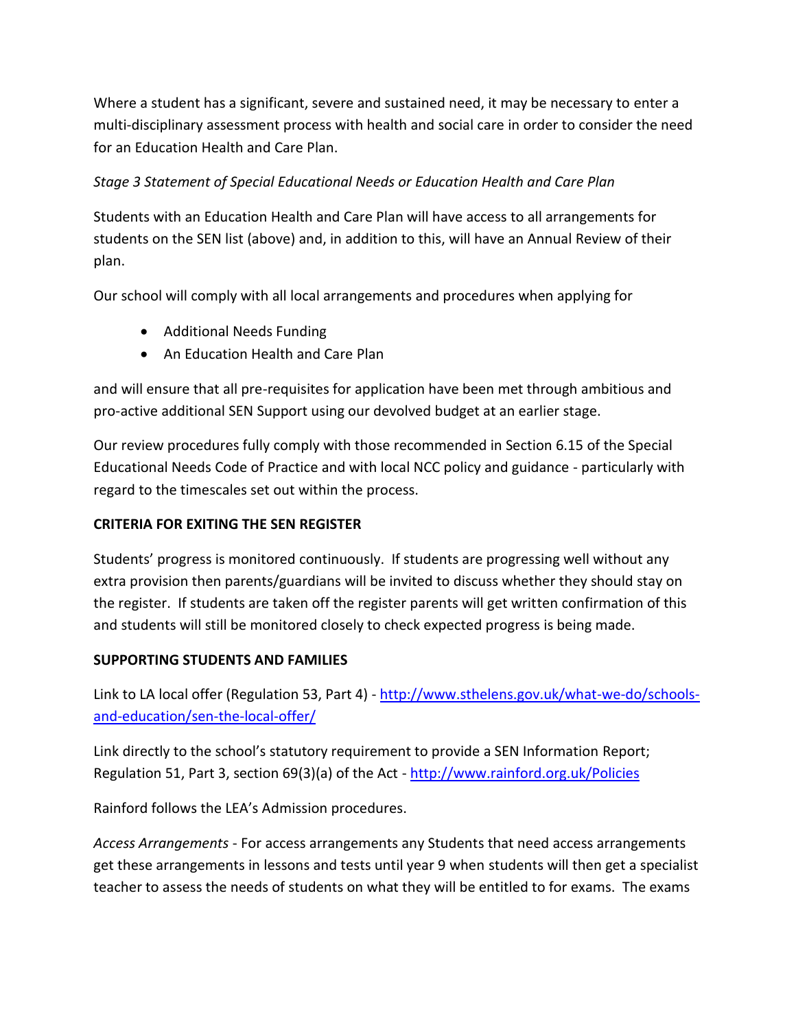Where a student has a significant, severe and sustained need, it may be necessary to enter a multi-disciplinary assessment process with health and social care in order to consider the need for an Education Health and Care Plan.

*Stage 3 Statement of Special Educational Needs or Education Health and Care Plan*

Students with an Education Health and Care Plan will have access to all arrangements for students on the SEN list (above) and, in addition to this, will have an Annual Review of their plan.

Our school will comply with all local arrangements and procedures when applying for

- Additional Needs Funding
- An Education Health and Care Plan

and will ensure that all pre-requisites for application have been met through ambitious and pro-active additional SEN Support using our devolved budget at an earlier stage.

Our review procedures fully comply with those recommended in Section 6.15 of the Special Educational Needs Code of Practice and with local NCC policy and guidance - particularly with regard to the timescales set out within the process.

**CRITERIA FOR EXITING THE SEN REGISTER**

Students' progress is monitored continuously. If students are progressing well without any extra provision then parents/guardians will be invited to discuss whether they should stay on the register. If students are taken off the register parents will get written confirmation of this and students will still be monitored closely to check expected progress is being made.

**SUPPORTING STUDENTS AND FAMILIES**

Link to LA local offer (Regulation 53, Part 4) - [http://www.sthelens.gov.uk/what-we-do/schools-and-education/sen-the-local-offer/](http://www.sthelens.gov.uk/what-we-do/schools-and-education/sen-the-local-offer/)

Link directly to the school's statutory requirement to provide a SEN Information Report; Regulation 51, Part 3, section 69(3)(a) of the Act - [http://www.rainford.org.uk/Policies](http://www.rainford.org.uk/Policies)

Rainford follows the LEA's Admission procedures.

*Access Arrangements* - For access arrangements any Students that need access arrangements get these arrangements in lessons and tests until year 9 when students will then get a specialist teacher to assess the needs of students on what they will be entitled to for exams. The exams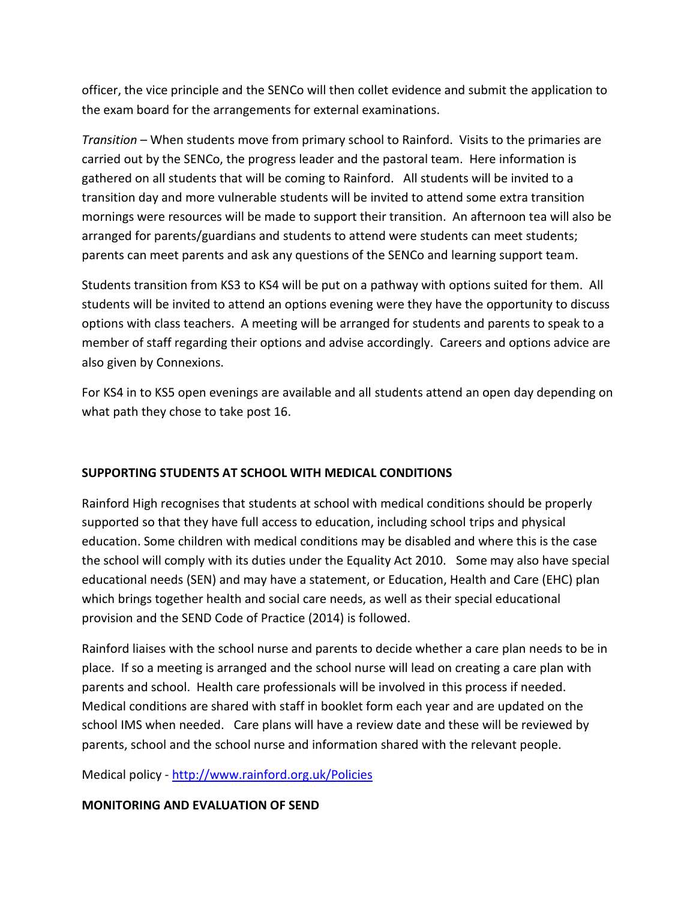officer, the vice principle and the SENCo will then collet evidence and submit the application to the exam board for the arrangements for external examinations.

*Transition* – When students move from primary school to Rainford. Visits to the primaries are carried out by the SENCo, the progress leader and the pastoral team. Here information is gathered on all students that will be coming to Rainford. All students will be invited to a transition day and more vulnerable students will be invited to attend some extra transition mornings were resources will be made to support their transition. An afternoon tea will also be arranged for parents/guardians and students to attend were students can meet students; parents can meet parents and ask any questions of the SENCo and learning support team.

Students transition from KS3 to KS4 will be put on a pathway with options suited for them. All students will be invited to attend an options evening were they have the opportunity to discuss options with class teachers. A meeting will be arranged for students and parents to speak to a member of staff regarding their options and advise accordingly. Careers and options advice are also given by Connexions.

For KS4 in to KS5 open evenings are available and all students attend an open day depending on what path they chose to take post 16.

**SUPPORTING STUDENTS AT SCHOOL WITH MEDICAL CONDITIONS**

Rainford High recognises that students at school with medical conditions should be properly supported so that they have full access to education, including school trips and physical education. Some children with medical conditions may be disabled and where this is the case the school will comply with its duties under the Equality Act 2010. Some may also have special educational needs (SEN) and may have a statement, or Education, Health and Care (EHC) plan which brings together health and social care needs, as well as their special educational provision and the SEND Code of Practice (2014) is followed.

Rainford liaises with the school nurse and parents to decide whether a care plan needs to be in place. If so a meeting is arranged and the school nurse will lead on creating a care plan with parents and school. Health care professionals will be involved in this process if needed. Medical conditions are shared with staff in booklet form each year and are updated on the school IMS when needed. Care plans will have a review date and these will be reviewed by parents, school and the school nurse and information shared with the relevant people.

Medical policy - [http://www.rainford.org.uk/Policies](http://www.rainford.org.uk/Policies)

**MONITORING AND EVALUATION OF SEND**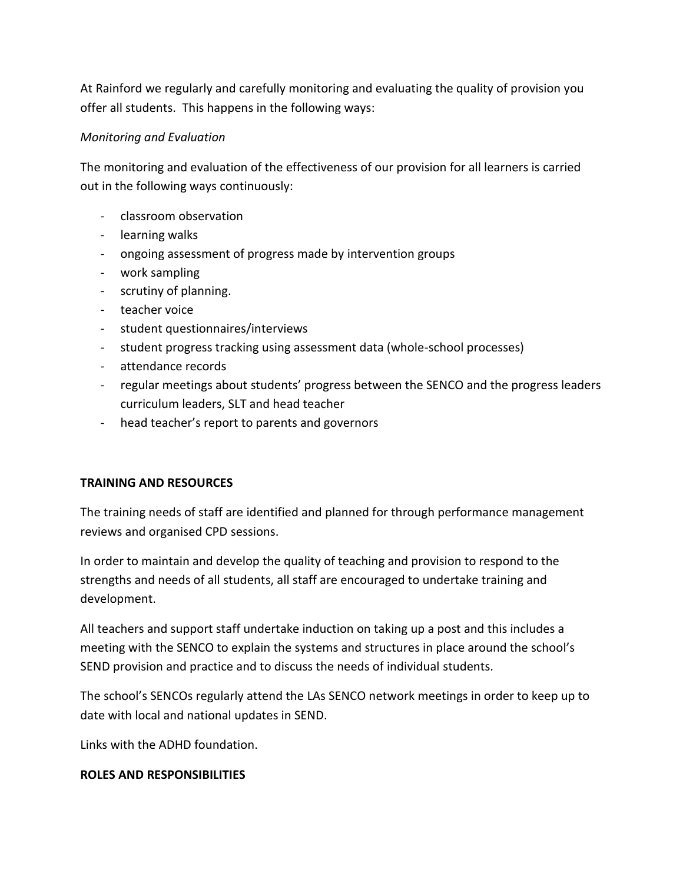At Rainford we regularly and carefully monitoring and evaluating the quality of provision you offer all students. This happens in the following ways:

*Monitoring and Evaluation*

The monitoring and evaluation of the effectiveness of our provision for all learners is carried out in the following ways continuously:

- classroom observation
- learning walks
- ongoing assessment of progress made by intervention groups
- work sampling
- scrutiny of planning.
- teacher voice
- student questionnaires/interviews
- student progress tracking using assessment data (whole-school processes)
- attendance records
- regular meetings about students' progress between the SENCO and the progress leaders curriculum leaders, SLT and head teacher
- head teacher's report to parents and governors

**TRAINING AND RESOURCES**

The training needs of staff are identified and planned for through performance management reviews and organised CPD sessions.

In order to maintain and develop the quality of teaching and provision to respond to the strengths and needs of all students, all staff are encouraged to undertake training and development.

All teachers and support staff undertake induction on taking up a post and this includes a meeting with the SENCO to explain the systems and structures in place around the school's SEND provision and practice and to discuss the needs of individual students.

The school's SENCOs regularly attend the LAs SENCO network meetings in order to keep up to date with local and national updates in SEND.

Links with the ADHD foundation.

**ROLES AND RESPONSIBILITIES**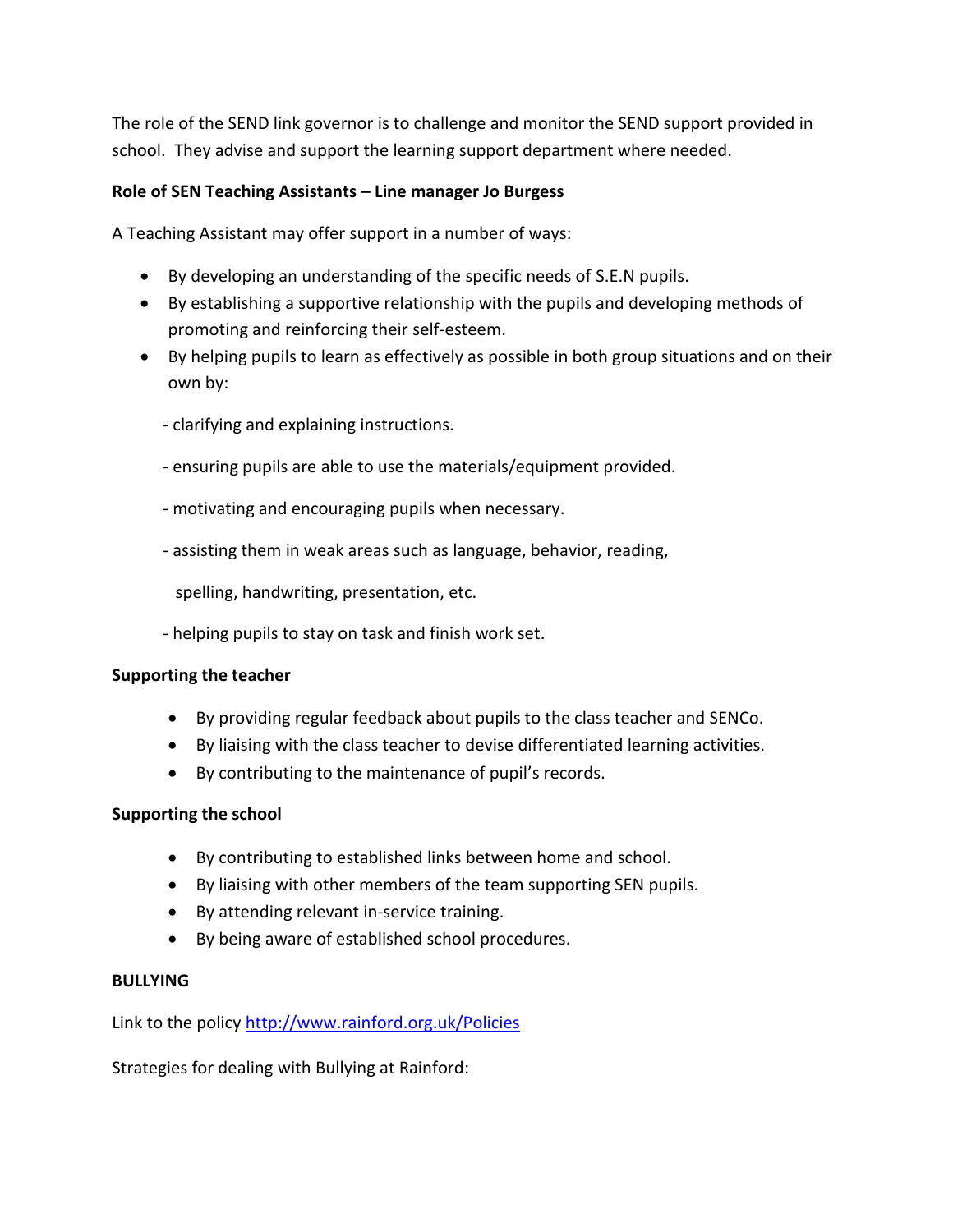The role of the SEND link governor is to challenge and monitor the SEND support provided in school. They advise and support the learning support department where needed.

**Role of SEN Teaching Assistants – Line manager Jo Burgess**

A Teaching Assistant may offer support in a number of ways:

- By developing an understanding of the specific needs of S.E.N pupils.
- By establishing a supportive relationship with the pupils and developing methods of promoting and reinforcing their self-esteem.
- By helping pupils to learn as effectively as possible in both group situations and on their own by:

  - clarifying and explaining instructions.
  - ensuring pupils are able to use the materials/equipment provided.
  - motivating and encouraging pupils when necessary.
  - assisting them in weak areas such as language, behavior, reading, spelling, handwriting, presentation, etc.
  - helping pupils to stay on task and finish work set.

**Supporting the teacher**

- By providing regular feedback about pupils to the class teacher and SENCo.
- By liaising with the class teacher to devise differentiated learning activities.
- By contributing to the maintenance of pupil's records.

**Supporting the school**

- By contributing to established links between home and school.
- By liaising with other members of the team supporting SEN pupils.
- By attending relevant in-service training.
- By being aware of established school procedures.

**BULLYING**

Link to the policy [http://www.rainford.org.uk/Policies](http://www.rainford.org.uk/Policies)

Strategies for dealing with Bullying at Rainford: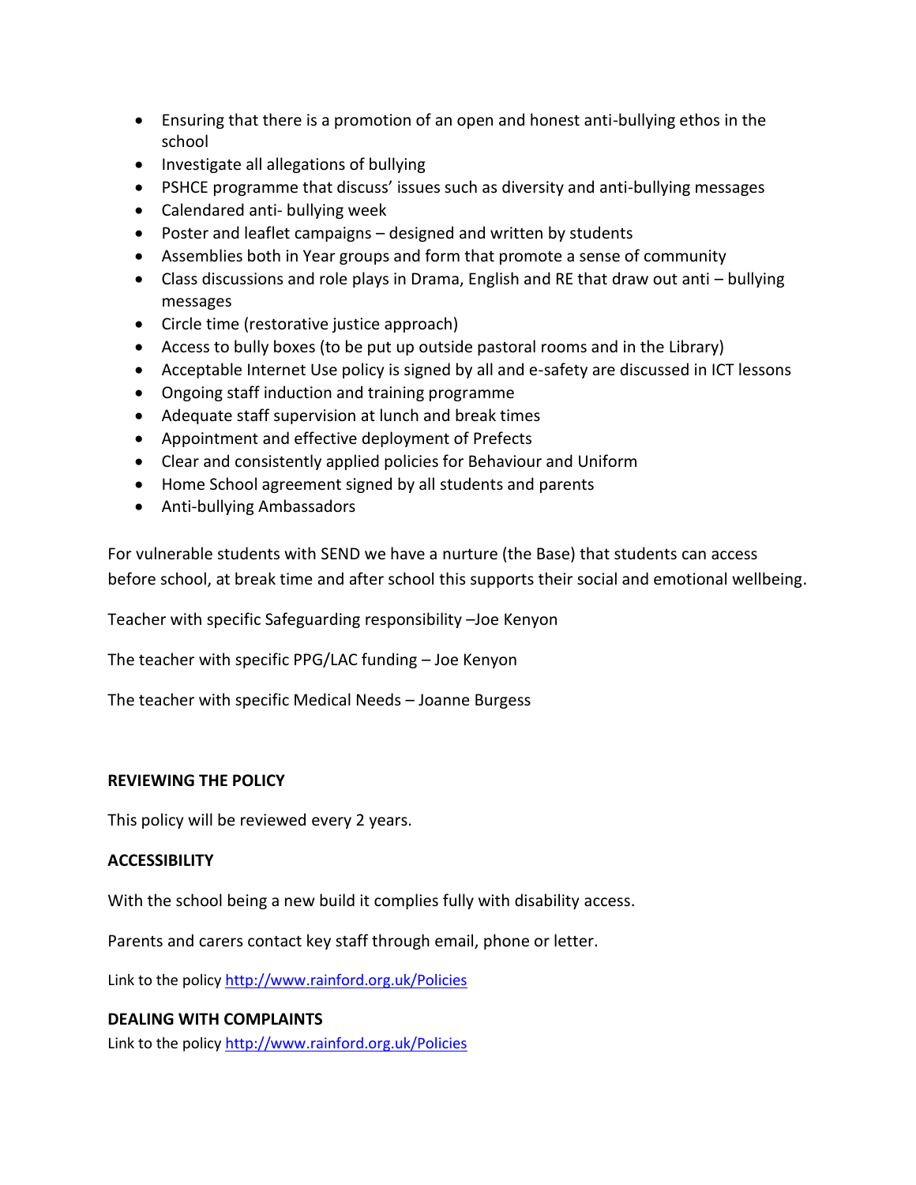- Ensuring that there is a promotion of an open and honest anti-bullying ethos in the school
- Investigate all allegations of bullying
- PSHCE programme that discuss' issues such as diversity and anti-bullying messages
- Calendared anti- bullying week
- Poster and leaflet campaigns – designed and written by students
- Assemblies both in Year groups and form that promote a sense of community
- Class discussions and role plays in Drama, English and RE that draw out anti – bullying messages
- Circle time (restorative justice approach)
- Access to bully boxes (to be put up outside pastoral rooms and in the Library)
- Acceptable Internet Use policy is signed by all and e-safety are discussed in ICT lessons
- Ongoing staff induction and training programme
- Adequate staff supervision at lunch and break times
- Appointment and effective deployment of Prefects
- Clear and consistently applied policies for Behaviour and Uniform
- Home School agreement signed by all students and parents
- Anti-bullying Ambassadors

For vulnerable students with SEND we have a nurture (the Base) that students can access before school, at break time and after school this supports their social and emotional wellbeing.

Teacher with specific Safeguarding responsibility –Joe Kenyon

The teacher with specific PPG/LAC funding – Joe Kenyon

The teacher with specific Medical Needs – Joanne Burgess

**REVIEWING THE POLICY**

This policy will be reviewed every 2 years.

**ACCESSIBILITY**

With the school being a new build it complies fully with disability access.

Parents and carers contact key staff through email, phone or letter.

Link to the policy http://www.rainford.org.uk/Policies

**DEALING WITH COMPLAINTS**

Link to the policy http://www.rainford.org.uk/Policies